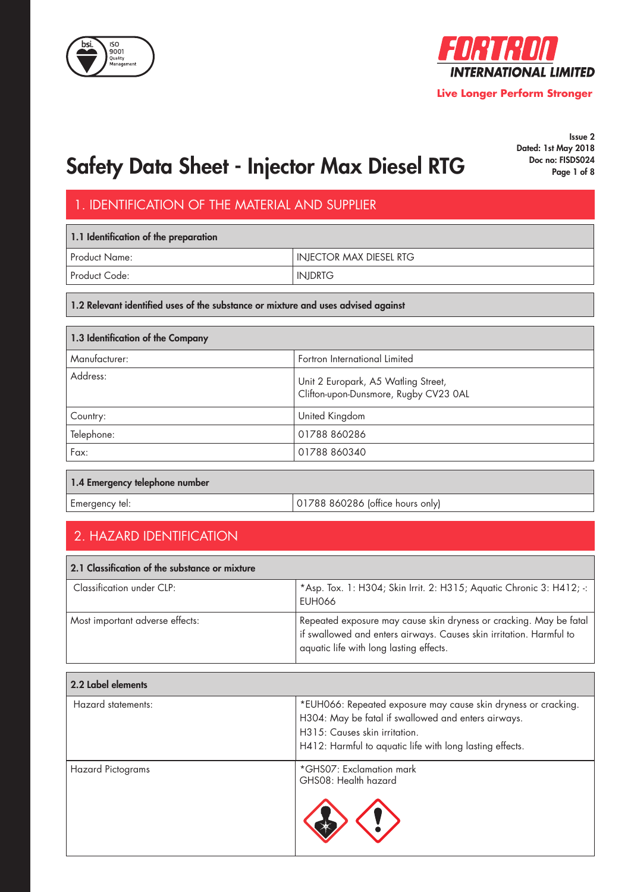FORTRON INTERNATIONAL LIMITED

Live Longer Perform Stronger

Issue 2
Dated: 1st May 2018
Doc no: FISDS024

# Safety Data Sheet - Injector Max Diesel RTG

## 1. IDENTIFICATION OF THE MATERIAL AND SUPPLIER

| 1.1 Identification of the preparation | |
|---|---|
| Product Name: | INJECTOR MAX DIESEL RTG |
| Product Code: | INJDRTG |

**1.2 Relevant identified uses of the substance or mixture and uses advised against**

| 1.3 Identification of the Company | |
|---|---|
| Manufacturer: | Fortron International Limited |
| Address: | Unit 2 Europark, A5 Watling Street, Clifton-upon-Dunsmore, Rugby CV23 0AL |
| Country: | United Kingdom |
| Telephone: | 01788 860286 |
| Fax: | 01788 860340 |

| 1.4 Emergency telephone number | |
|---|---|
| Emergency tel: | 01788 860286 (office hours only) |

## 2. HAZARD IDENTIFICATION

| 2.1 Classification of the substance or mixture | |
|---|---|
| Classification under CLP: | *Asp. Tox. 1: H304; Skin Irrit. 2: H315; Aquatic Chronic 3: H412; -: EUH066 |
| Most important adverse effects: | Repeated exposure may cause skin dryness or cracking. May be fatal if swallowed and enters airways. Causes skin irritation. Harmful to aquatic life with long lasting effects. |

| 2.2 Label elements | |
|---|---|
| Hazard statements: | *EUH066: Repeated exposure may cause skin dryness or cracking.<br>H304: May be fatal if swallowed and enters airways.<br>H315: Causes skin irritation.<br>H412: Harmful to aquatic life with long lasting effects. |
| Hazard Pictograms | *GHS07: Exclamation mark<br>GHS08: Health hazard |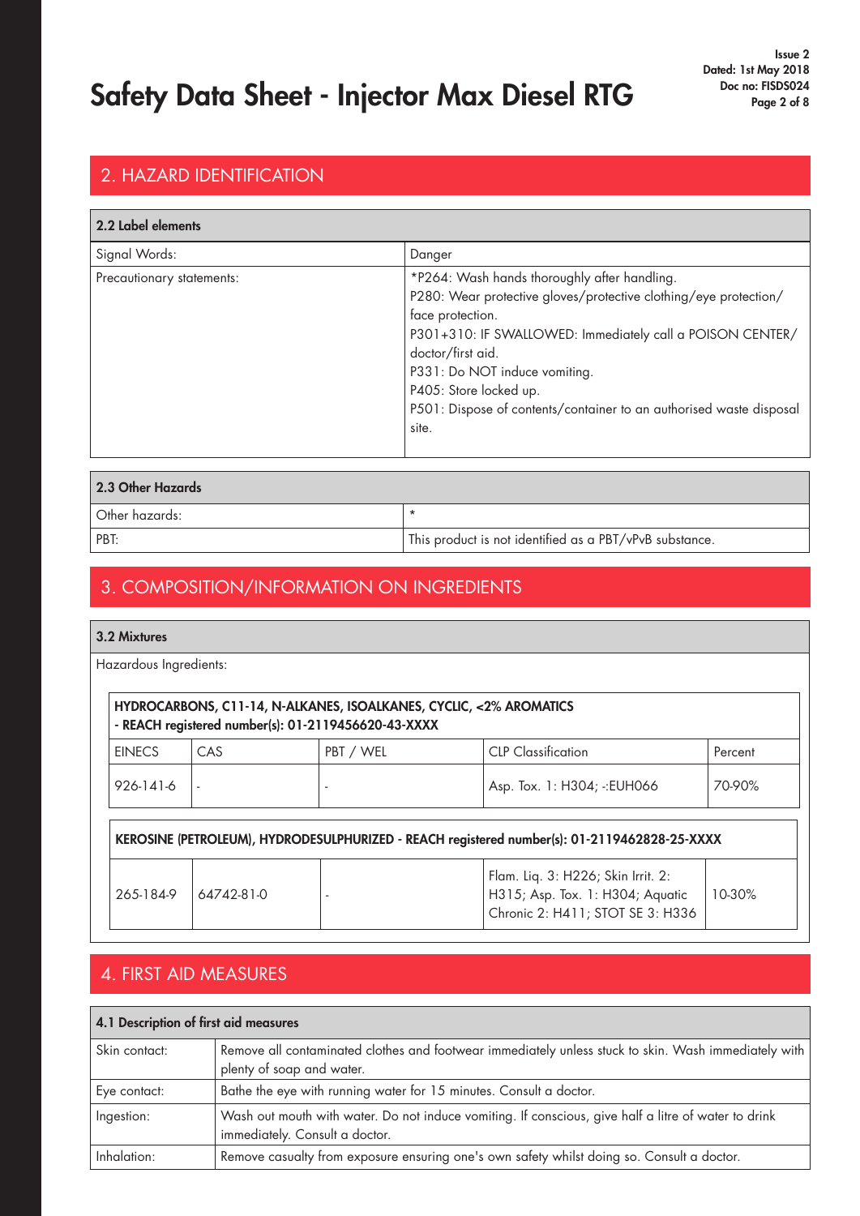## 2. HAZARD IDENTIFICATION

| 2.2 Label elements | |
|---|---|
| Signal Words: | Danger |
| Precautionary statements: | *P264: Wash hands thoroughly after handling.<br>P280: Wear protective gloves/protective clothing/eye protection/ face protection.<br>P301+310: IF SWALLOWED: Immediately call a POISON CENTER/ doctor/first aid.<br>P331: Do NOT induce vomiting.<br>P405: Store locked up.<br>P501: Dispose of contents/container to an authorised waste disposal site. |

| 2.3 Other Hazards | |
|---|---|
| Other hazards: | * |
| PBT: | This product is not identified as a PBT/vPvB substance. |

## 3. COMPOSITION/INFORMATION ON INGREDIENTS

### 3.2 Mixtures

Hazardous Ingredients:

**HYDROCARBONS, C11-14, N-ALKANES, ISOALKANES, CYCLIC, <2% AROMATICS - REACH registered number(s): 01-2119456620-43-XXXX**

| EINECS | CAS | PBT / WEL | CLP Classification | Percent |
|---|---|---|---|---|
| 926-141-6 | - | - | Asp. Tox. 1: H304; -:EUH066 | 70-90% |

**KEROSINE (PETROLEUM), HYDRODESULPHURIZED - REACH registered number(s): 01-2119462828-25-XXXX**

| EINECS | CAS | PBT / WEL | CLP Classification | Percent |
|---|---|---|---|---|
| 265-184-9 | 64742-81-0 | - | Flam. Liq. 3: H226; Skin Irrit. 2: H315; Asp. Tox. 1: H304; Aquatic Chronic 2: H411; STOT SE 3: H336 | 10-30% |

## 4. FIRST AID MEASURES

| 4.1 Description of first aid measures | |
|---|---|
| Skin contact: | Remove all contaminated clothes and footwear immediately unless stuck to skin. Wash immediately with plenty of soap and water. |
| Eye contact: | Bathe the eye with running water for 15 minutes. Consult a doctor. |
| Ingestion: | Wash out mouth with water. Do not induce vomiting. If conscious, give half a litre of water to drink immediately. Consult a doctor. |
| Inhalation: | Remove casualty from exposure ensuring one's own safety whilst doing so. Consult a doctor. |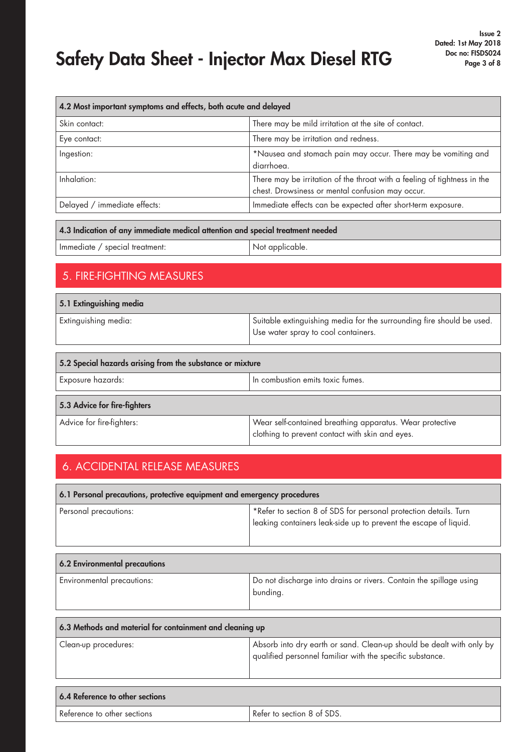| 4.2 Most important symptoms and effects, both acute and delayed | |
|---|---|
| Skin contact: | There may be mild irritation at the site of contact. |
| Eye contact: | There may be irritation and redness. |
| Ingestion: | *Nausea and stomach pain may occur. There may be vomiting and diarrhoea. |
| Inhalation: | There may be irritation of the throat with a feeling of tightness in the chest. Drowsiness or mental confusion may occur. |
| Delayed / immediate effects: | Immediate effects can be expected after short-term exposure. |

| 4.3 Indication of any immediate medical attention and special treatment needed | |
|---|---|
| Immediate / special treatment: | Not applicable. |

## 5. FIRE-FIGHTING MEASURES

| 5.1 Extinguishing media | |
|---|---|
| Extinguishing media: | Suitable extinguishing media for the surrounding fire should be used. Use water spray to cool containers. |

| 5.2 Special hazards arising from the substance or mixture | |
|---|---|
| Exposure hazards: | In combustion emits toxic fumes. |

| 5.3 Advice for fire-fighters | |
|---|---|
| Advice for fire-fighters: | Wear self-contained breathing apparatus. Wear protective clothing to prevent contact with skin and eyes. |

## 6. ACCIDENTAL RELEASE MEASURES

| 6.1 Personal precautions, protective equipment and emergency procedures | |
|---|---|
| Personal precautions: | *Refer to section 8 of SDS for personal protection details. Turn leaking containers leak-side up to prevent the escape of liquid. |

| 6.2 Environmental precautions | |
|---|---|
| Environmental precautions: | Do not discharge into drains or rivers. Contain the spillage using bunding. |

| 6.3 Methods and material for containment and cleaning up | |
|---|---|
| Clean-up procedures: | Absorb into dry earth or sand. Clean-up should be dealt with only by qualified personnel familiar with the specific substance. |

| 6.4 Reference to other sections | |
|---|---|
| Reference to other sections | Refer to section 8 of SDS. |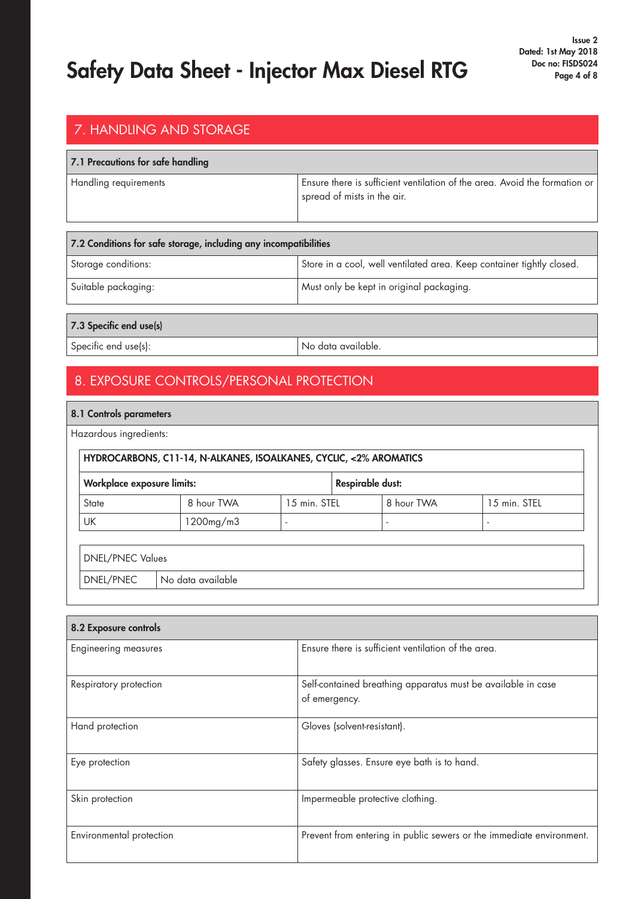# Safety Data Sheet - Injector Max Diesel RTG

## 7. HANDLING AND STORAGE

| 7.1 Precautions for safe handling | |
|---|---|
| Handling requirements | Ensure there is sufficient ventilation of the area. Avoid the formation or spread of mists in the air. |

| 7.2 Conditions for safe storage, including any incompatibilities | |
|---|---|
| Storage conditions: | Store in a cool, well ventilated area. Keep container tightly closed. |
| Suitable packaging: | Must only be kept in original packaging. |

| 7.3 Specific end use(s) | |
|---|---|
| Specific end use(s): | No data available. |

## 8. EXPOSURE CONTROLS/PERSONAL PROTECTION

**8.1 Controls parameters**

Hazardous ingredients:

**HYDROCARBONS, C11-14, N-ALKANES, ISOALKANES, CYCLIC, <2% AROMATICS**

| Workplace exposure limits: | | | Respirable dust: | |
|---|---|---|---|---|
| State | 8 hour TWA | 15 min. STEL | 8 hour TWA | 15 min. STEL |
| UK | 1200mg/m3 | - | - | - |

| DNEL/PNEC Values | |
|---|---|
| DNEL/PNEC | No data available |

| 8.2 Exposure controls | |
|---|---|
| Engineering measures | Ensure there is sufficient ventilation of the area. |
| Respiratory protection | Self-contained breathing apparatus must be available in case of emergency. |
| Hand protection | Gloves (solvent-resistant). |
| Eye protection | Safety glasses. Ensure eye bath is to hand. |
| Skin protection | Impermeable protective clothing. |
| Environmental protection | Prevent from entering in public sewers or the immediate environment. |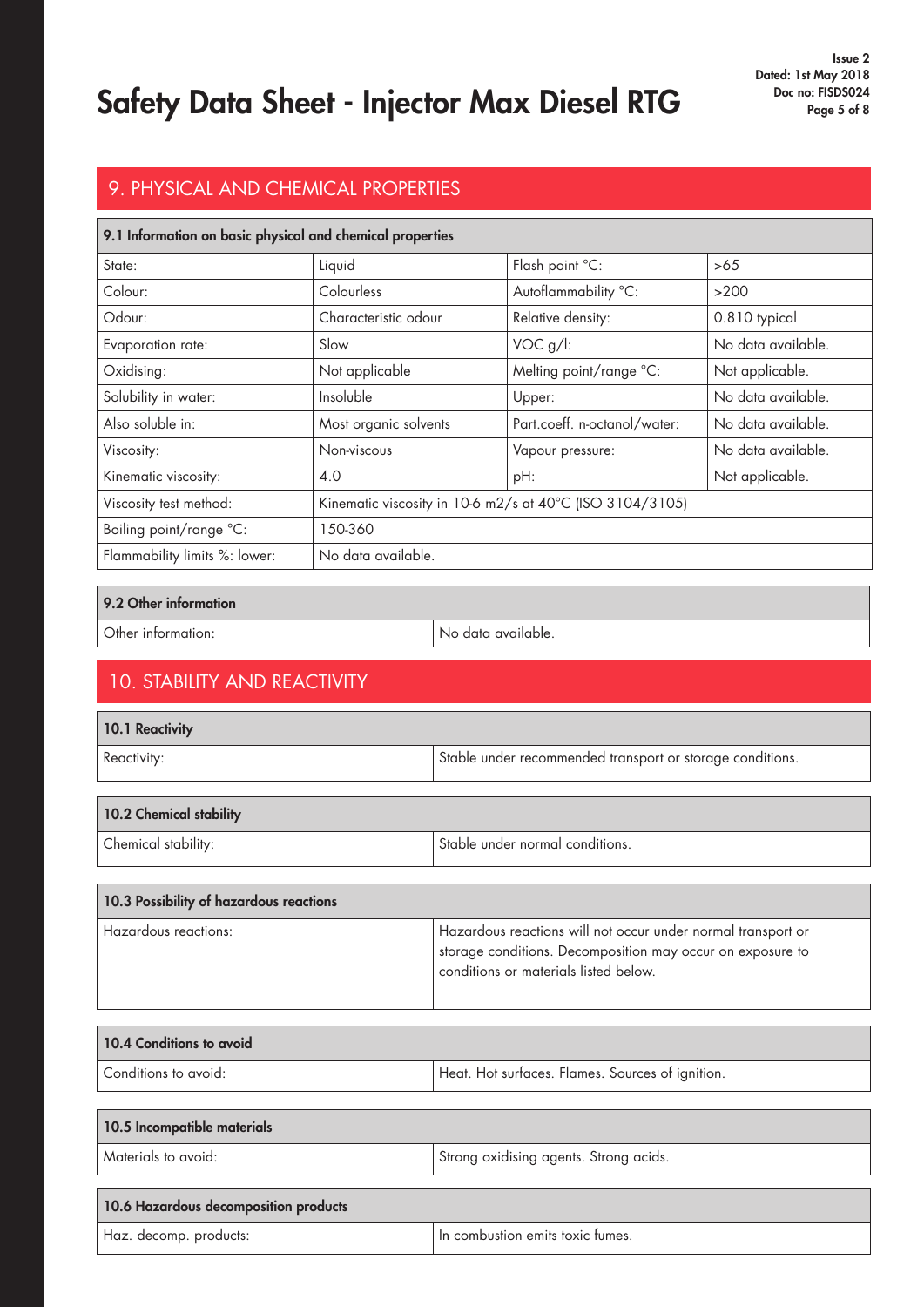## 9. PHYSICAL AND CHEMICAL PROPERTIES

| 9.1 Information on basic physical and chemical properties | | | |
|---|---|---|---|
| State: | Liquid | Flash point °C: | >65 |
| Colour: | Colourless | Autoflammability °C: | >200 |
| Odour: | Characteristic odour | Relative density: | 0.810 typical |
| Evaporation rate: | Slow | VOC g/l: | No data available. |
| Oxidising: | Not applicable | Melting point/range °C: | Not applicable. |
| Solubility in water: | Insoluble | Upper: | No data available. |
| Also soluble in: | Most organic solvents | Part.coeff. n-octanol/water: | No data available. |
| Viscosity: | Non-viscous | Vapour pressure: | No data available. |
| Kinematic viscosity: | 4.0 | pH: | Not applicable. |
| Viscosity test method: | Kinematic viscosity in 10-6 m2/s at 40°C (ISO 3104/3105) | | |
| Boiling point/range °C: | 150-360 | | |
| Flammability limits %: lower: | No data available. | | |

| 9.2 Other information | |
|---|---|
| Other information: | No data available. |

## 10. STABILITY AND REACTIVITY

| 10.1 Reactivity | |
|---|---|
| Reactivity: | Stable under recommended transport or storage conditions. |

| 10.2 Chemical stability | |
|---|---|
| Chemical stability: | Stable under normal conditions. |

| 10.3 Possibility of hazardous reactions | |
|---|---|
| Hazardous reactions: | Hazardous reactions will not occur under normal transport or storage conditions. Decomposition may occur on exposure to conditions or materials listed below. |

| 10.4 Conditions to avoid | |
|---|---|
| Conditions to avoid: | Heat. Hot surfaces. Flames. Sources of ignition. |

| 10.5 Incompatible materials | |
|---|---|
| Materials to avoid: | Strong oxidising agents. Strong acids. |

| 10.6 Hazardous decomposition products | |
|---|---|
| Haz. decomp. products: | In combustion emits toxic fumes. |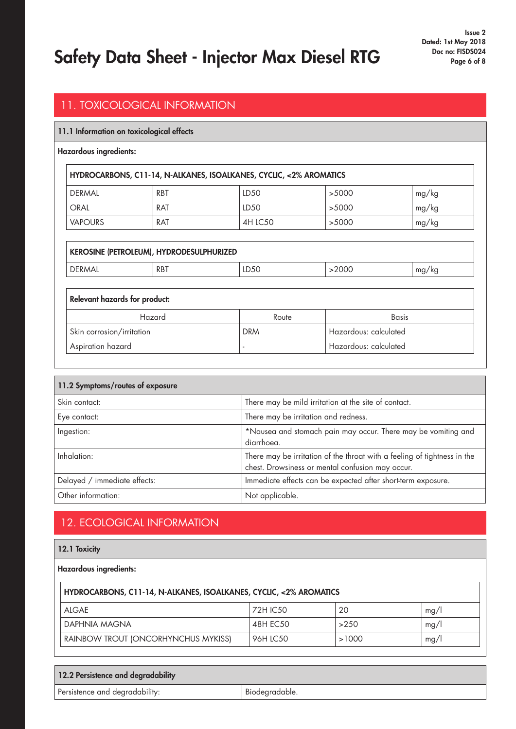# Safety Data Sheet - Injector Max Diesel RTG

## 11. TOXICOLOGICAL INFORMATION

### 11.1 Information on toxicological effects

**Hazardous ingredients:**

| HYDROCARBONS, C11-14, N-ALKANES, ISOALKANES, CYCLIC, <2% AROMATICS | | | | |
|---|---|---|---|---|
| DERMAL | RBT | LD50 | >5000 | mg/kg |
| ORAL | RAT | LD50 | >5000 | mg/kg |
| VAPOURS | RAT | 4H LC50 | >5000 | mg/kg |

| KEROSINE (PETROLEUM), HYDRODESULPHURIZED | | | | |
|---|---|---|---|---|
| DERMAL | RBT | LD50 | >2000 | mg/kg |

**Relevant hazards for product:**

| Hazard | Route | Basis |
|---|---|---|
| Skin corrosion/irritation | DRM | Hazardous: calculated |
| Aspiration hazard | - | Hazardous: calculated |

### 11.2 Symptoms/routes of exposure

| | |
|---|---|
| Skin contact: | There may be mild irritation at the site of contact. |
| Eye contact: | There may be irritation and redness. |
| Ingestion: | *Nausea and stomach pain may occur. There may be vomiting and diarrhoea. |
| Inhalation: | There may be irritation of the throat with a feeling of tightness in the chest. Drowsiness or mental confusion may occur. |
| Delayed / immediate effects: | Immediate effects can be expected after short-term exposure. |
| Other information: | Not applicable. |

## 12. ECOLOGICAL INFORMATION

### 12.1 Toxicity

**Hazardous ingredients:**

| HYDROCARBONS, C11-14, N-ALKANES, ISOALKANES, CYCLIC, <2% AROMATICS | | | |
|---|---|---|---|
| ALGAE | 72H IC50 | 20 | mg/l |
| DAPHNIA MAGNA | 48H EC50 | >250 | mg/l |
| RAINBOW TROUT (ONCORHYNCHUS MYKISS) | 96H LC50 | >1000 | mg/l |

### 12.2 Persistence and degradability

| | |
|---|---|
| Persistence and degradability: | Biodegradable. |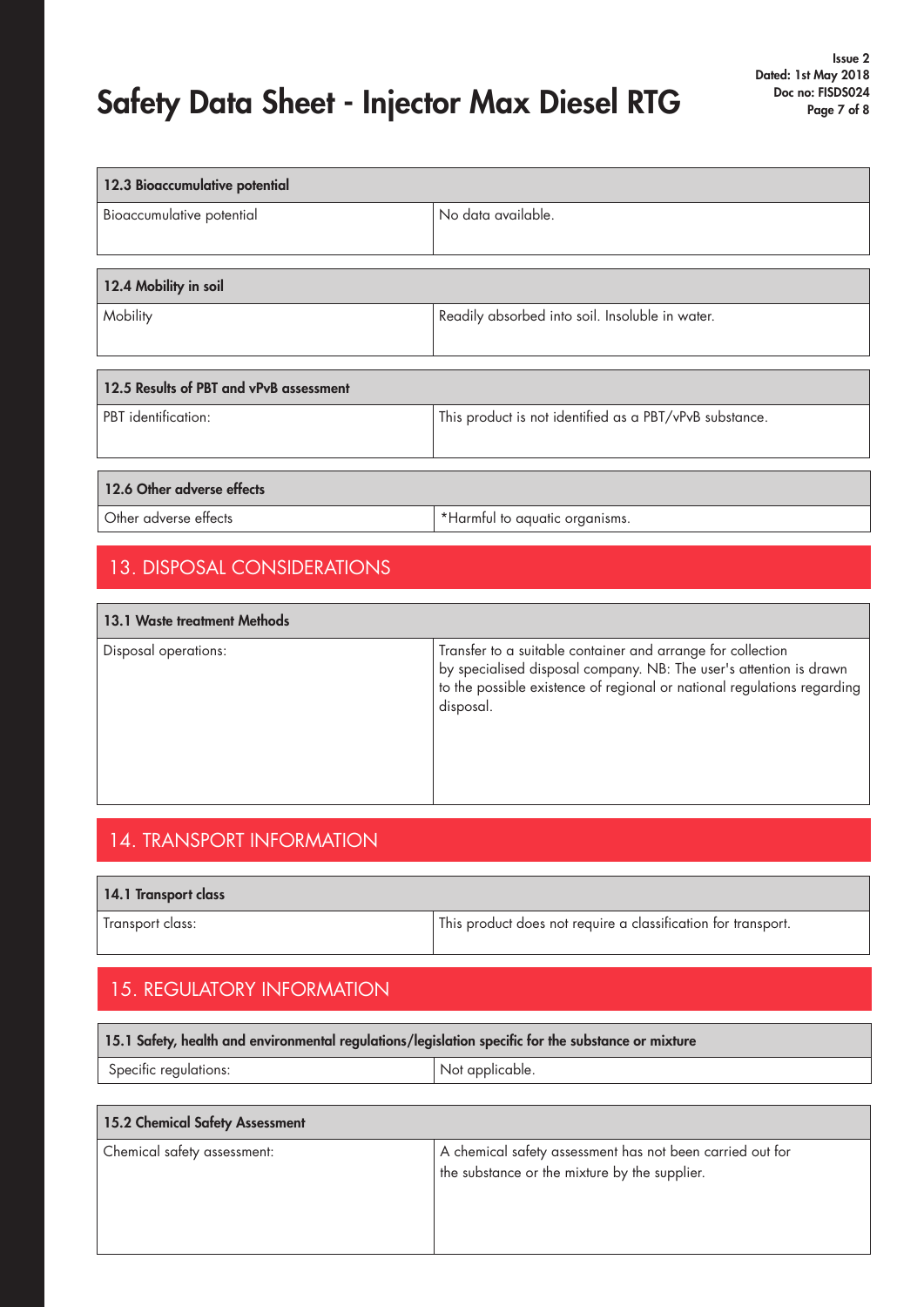| 12.3 Bioaccumulative potential | |
|---|---|
| Bioaccumulative potential | No data available. |

| 12.4 Mobility in soil | |
|---|---|
| Mobility | Readily absorbed into soil. Insoluble in water. |

| 12.5 Results of PBT and vPvB assessment | |
|---|---|
| PBT identification: | This product is not identified as a PBT/vPvB substance. |

| 12.6 Other adverse effects | |
|---|---|
| Other adverse effects | *Harmful to aquatic organisms. |

## 13. DISPOSAL CONSIDERATIONS

| 13.1 Waste treatment Methods | |
|---|---|
| Disposal operations: | Transfer to a suitable container and arrange for collection by specialised disposal company. NB: The user's attention is drawn to the possible existence of regional or national regulations regarding disposal. |

## 14. TRANSPORT INFORMATION

| 14.1 Transport class | |
|---|---|
| Transport class: | This product does not require a classification for transport. |

## 15. REGULATORY INFORMATION

| 15.1 Safety, health and environmental regulations/legislation specific for the substance or mixture | |
|---|---|
| Specific regulations: | Not applicable. |

| 15.2 Chemical Safety Assessment | |
|---|---|
| Chemical safety assessment: | A chemical safety assessment has not been carried out for the substance or the mixture by the supplier. |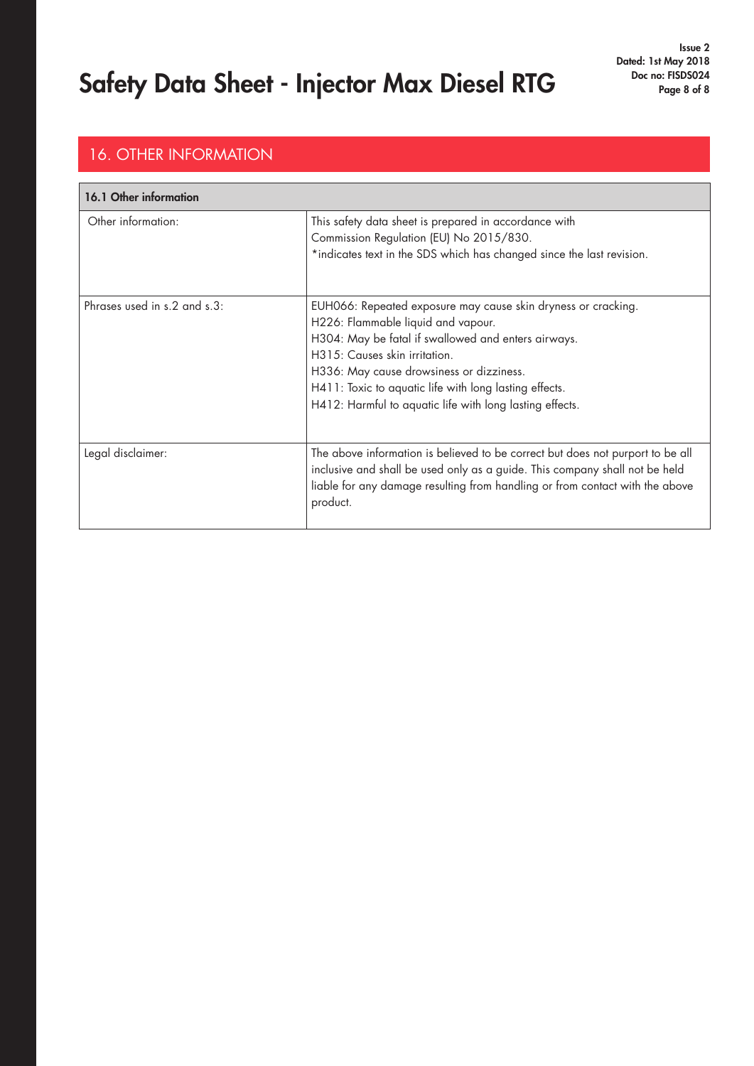## 16. OTHER INFORMATION

| 16.1 Other information | |
|---|---|
| Other information: | This safety data sheet is prepared in accordance with Commission Regulation (EU) No 2015/830.<br>*indicates text in the SDS which has changed since the last revision. |
| Phrases used in s.2 and s.3: | EUH066: Repeated exposure may cause skin dryness or cracking.<br>H226: Flammable liquid and vapour.<br>H304: May be fatal if swallowed and enters airways.<br>H315: Causes skin irritation.<br>H336: May cause drowsiness or dizziness.<br>H411: Toxic to aquatic life with long lasting effects.<br>H412: Harmful to aquatic life with long lasting effects. |
| Legal disclaimer: | The above information is believed to be correct but does not purport to be all inclusive and shall be used only as a guide. This company shall not be held liable for any damage resulting from handling or from contact with the above product. |